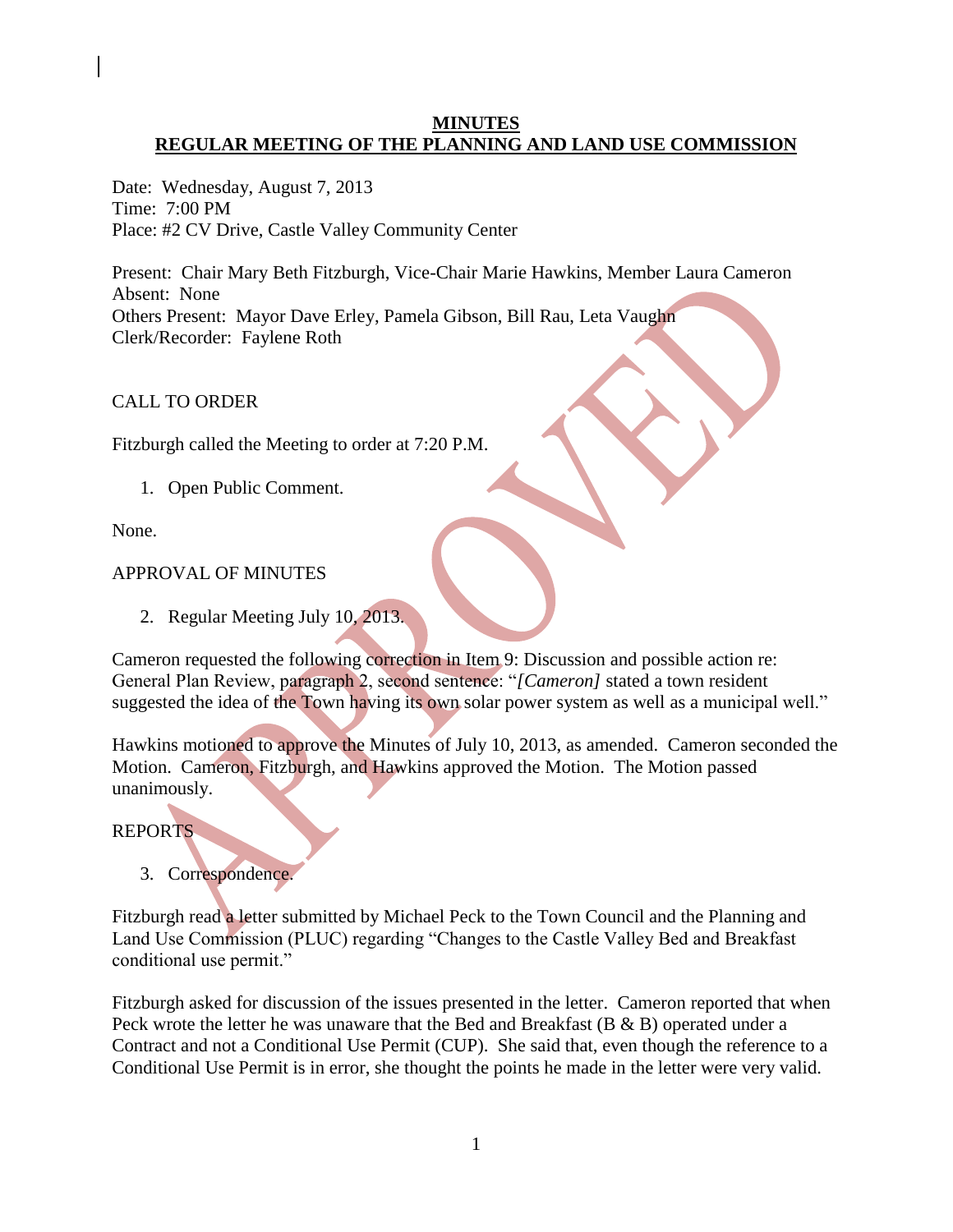# MINUTES
# REGULAR MEETING OF THE PLANNING AND LAND USE COMMISSION

Date: Wednesday, August 7, 2013
Time: 7:00 PM
Place: #2 CV Drive, Castle Valley Community Center

Present: Chair Mary Beth Fitzburgh, Vice-Chair Marie Hawkins, Member Laura Cameron
Absent: None
Others Present: Mayor Dave Erley, Pamela Gibson, Bill Rau, Leta Vaughn
Clerk/Recorder: Faylene Roth

CALL TO ORDER

Fitzburgh called the Meeting to order at 7:20 P.M.

1. Open Public Comment.

None.

APPROVAL OF MINUTES

2. Regular Meeting July 10, 2013.

Cameron requested the following correction in Item 9: Discussion and possible action re: General Plan Review, paragraph 2, second sentence: "*[Cameron]* stated a town resident suggested the idea of the Town having its own solar power system as well as a municipal well."

Hawkins motioned to approve the Minutes of July 10, 2013, as amended. Cameron seconded the Motion. Cameron, Fitzburgh, and Hawkins approved the Motion. The Motion passed unanimously.

REPORTS

3. Correspondence.

Fitzburgh read a letter submitted by Michael Peck to the Town Council and the Planning and Land Use Commission (PLUC) regarding "Changes to the Castle Valley Bed and Breakfast conditional use permit."

Fitzburgh asked for discussion of the issues presented in the letter. Cameron reported that when Peck wrote the letter he was unaware that the Bed and Breakfast (B & B) operated under a Contract and not a Conditional Use Permit (CUP). She said that, even though the reference to a Conditional Use Permit is in error, she thought the points he made in the letter were very valid.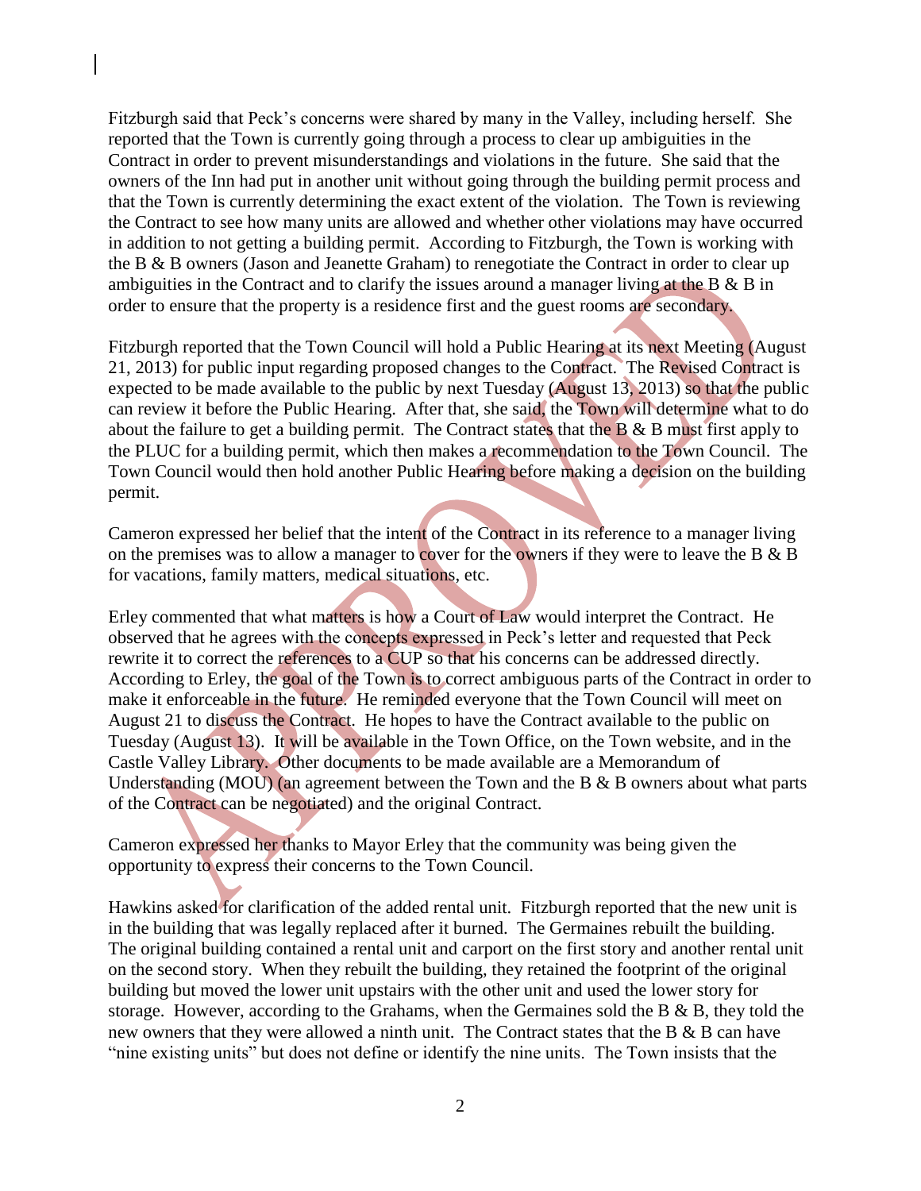Fitzburgh said that Peck's concerns were shared by many in the Valley, including herself. She reported that the Town is currently going through a process to clear up ambiguities in the Contract in order to prevent misunderstandings and violations in the future. She said that the owners of the Inn had put in another unit without going through the building permit process and that the Town is currently determining the exact extent of the violation. The Town is reviewing the Contract to see how many units are allowed and whether other violations may have occurred in addition to not getting a building permit. According to Fitzburgh, the Town is working with the B & B owners (Jason and Jeanette Graham) to renegotiate the Contract in order to clear up ambiguities in the Contract and to clarify the issues around a manager living at the B & B in order to ensure that the property is a residence first and the guest rooms are secondary.

Fitzburgh reported that the Town Council will hold a Public Hearing at its next Meeting (August 21, 2013) for public input regarding proposed changes to the Contract. The Revised Contract is expected to be made available to the public by next Tuesday (August 13, 2013) so that the public can review it before the Public Hearing. After that, she said, the Town will determine what to do about the failure to get a building permit. The Contract states that the B & B must first apply to the PLUC for a building permit, which then makes a recommendation to the Town Council. The Town Council would then hold another Public Hearing before making a decision on the building permit.

Cameron expressed her belief that the intent of the Contract in its reference to a manager living on the premises was to allow a manager to cover for the owners if they were to leave the B & B for vacations, family matters, medical situations, etc.

Erley commented that what matters is how a Court of Law would interpret the Contract. He observed that he agrees with the concepts expressed in Peck's letter and requested that Peck rewrite it to correct the references to a CUP so that his concerns can be addressed directly. According to Erley, the goal of the Town is to correct ambiguous parts of the Contract in order to make it enforceable in the future. He reminded everyone that the Town Council will meet on August 21 to discuss the Contract. He hopes to have the Contract available to the public on Tuesday (August 13). It will be available in the Town Office, on the Town website, and in the Castle Valley Library. Other documents to be made available are a Memorandum of Understanding (MOU) (an agreement between the Town and the B & B owners about what parts of the Contract can be negotiated) and the original Contract.

Cameron expressed her thanks to Mayor Erley that the community was being given the opportunity to express their concerns to the Town Council.

Hawkins asked for clarification of the added rental unit. Fitzburgh reported that the new unit is in the building that was legally replaced after it burned. The Germaines rebuilt the building. The original building contained a rental unit and carport on the first story and another rental unit on the second story. When they rebuilt the building, they retained the footprint of the original building but moved the lower unit upstairs with the other unit and used the lower story for storage. However, according to the Grahams, when the Germaines sold the B & B, they told the new owners that they were allowed a ninth unit. The Contract states that the B & B can have "nine existing units" but does not define or identify the nine units. The Town insists that the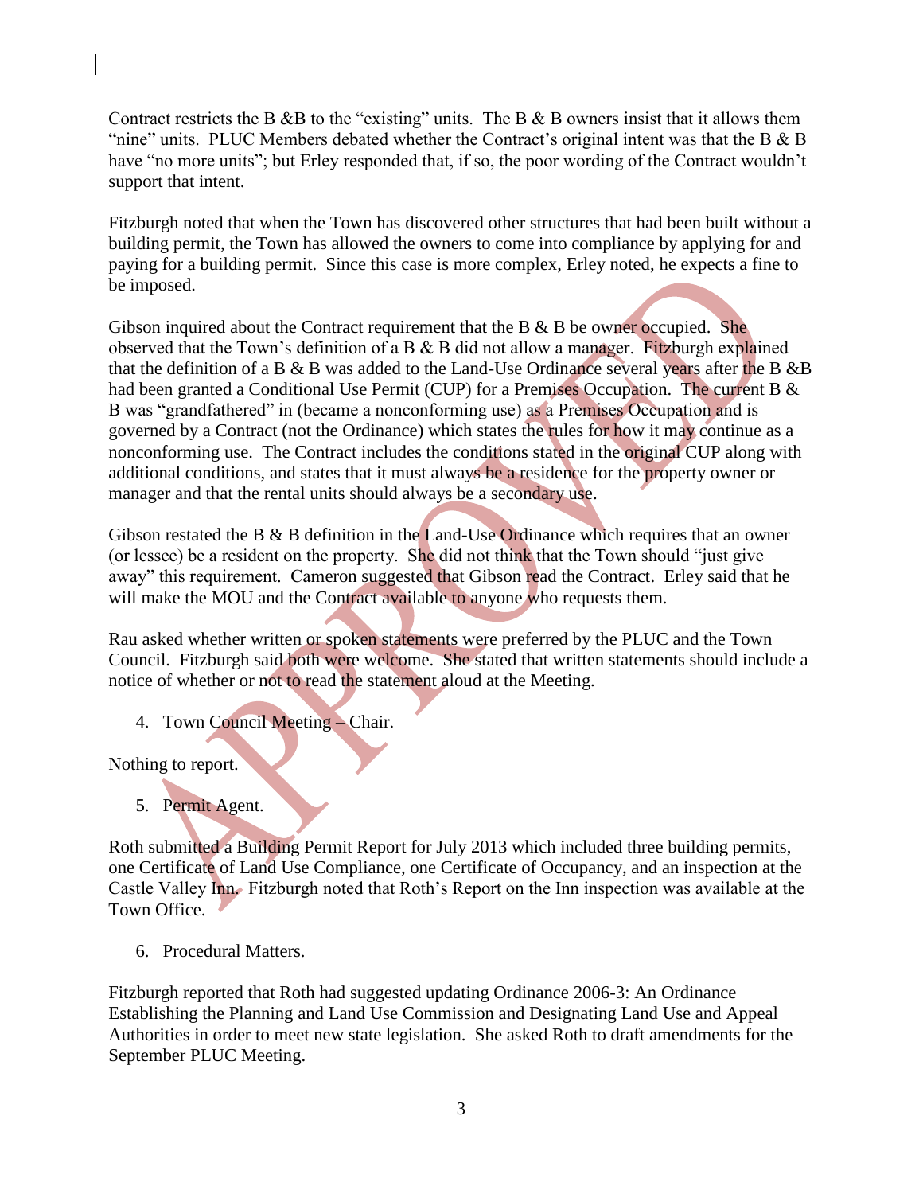Contract restricts the B &B to the "existing" units. The B & B owners insist that it allows them "nine" units. PLUC Members debated whether the Contract's original intent was that the B & B have "no more units"; but Erley responded that, if so, the poor wording of the Contract wouldn't support that intent.

Fitzburgh noted that when the Town has discovered other structures that had been built without a building permit, the Town has allowed the owners to come into compliance by applying for and paying for a building permit. Since this case is more complex, Erley noted, he expects a fine to be imposed.

Gibson inquired about the Contract requirement that the B & B be owner occupied. She observed that the Town's definition of a B & B did not allow a manager. Fitzburgh explained that the definition of a B & B was added to the Land-Use Ordinance several years after the B &B had been granted a Conditional Use Permit (CUP) for a Premises Occupation. The current B & B was "grandfathered" in (became a nonconforming use) as a Premises Occupation and is governed by a Contract (not the Ordinance) which states the rules for how it may continue as a nonconforming use. The Contract includes the conditions stated in the original CUP along with additional conditions, and states that it must always be a residence for the property owner or manager and that the rental units should always be a secondary use.

Gibson restated the B & B definition in the Land-Use Ordinance which requires that an owner (or lessee) be a resident on the property. She did not think that the Town should "just give away" this requirement. Cameron suggested that Gibson read the Contract. Erley said that he will make the MOU and the Contract available to anyone who requests them.

Rau asked whether written or spoken statements were preferred by the PLUC and the Town Council. Fitzburgh said both were welcome. She stated that written statements should include a notice of whether or not to read the statement aloud at the Meeting.

4. Town Council Meeting – Chair.

Nothing to report.

5. Permit Agent.

Roth submitted a Building Permit Report for July 2013 which included three building permits, one Certificate of Land Use Compliance, one Certificate of Occupancy, and an inspection at the Castle Valley Inn. Fitzburgh noted that Roth's Report on the Inn inspection was available at the Town Office.

6. Procedural Matters.

Fitzburgh reported that Roth had suggested updating Ordinance 2006-3: An Ordinance Establishing the Planning and Land Use Commission and Designating Land Use and Appeal Authorities in order to meet new state legislation. She asked Roth to draft amendments for the September PLUC Meeting.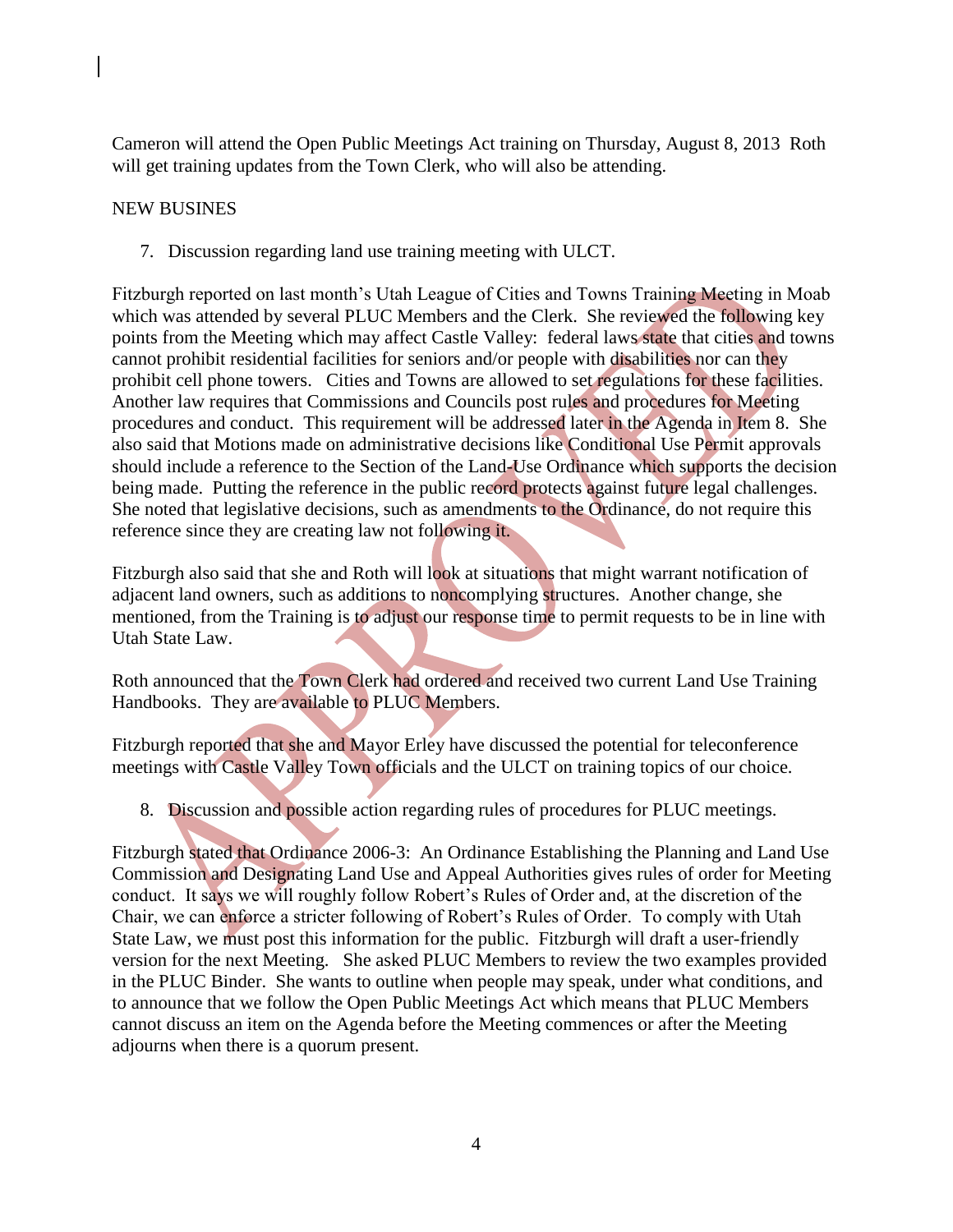Cameron will attend the Open Public Meetings Act training on Thursday, August 8, 2013 Roth will get training updates from the Town Clerk, who will also be attending.

NEW BUSINES

7. Discussion regarding land use training meeting with ULCT.

Fitzburgh reported on last month's Utah League of Cities and Towns Training Meeting in Moab which was attended by several PLUC Members and the Clerk. She reviewed the following key points from the Meeting which may affect Castle Valley: federal laws state that cities and towns cannot prohibit residential facilities for seniors and/or people with disabilities nor can they prohibit cell phone towers. Cities and Towns are allowed to set regulations for these facilities. Another law requires that Commissions and Councils post rules and procedures for Meeting procedures and conduct. This requirement will be addressed later in the Agenda in Item 8. She also said that Motions made on administrative decisions like Conditional Use Permit approvals should include a reference to the Section of the Land-Use Ordinance which supports the decision being made. Putting the reference in the public record protects against future legal challenges. She noted that legislative decisions, such as amendments to the Ordinance, do not require this reference since they are creating law not following it.

Fitzburgh also said that she and Roth will look at situations that might warrant notification of adjacent land owners, such as additions to noncomplying structures. Another change, she mentioned, from the Training is to adjust our response time to permit requests to be in line with Utah State Law.

Roth announced that the Town Clerk had ordered and received two current Land Use Training Handbooks. They are available to PLUC Members.

Fitzburgh reported that she and Mayor Erley have discussed the potential for teleconference meetings with Castle Valley Town officials and the ULCT on training topics of our choice.

8. Discussion and possible action regarding rules of procedures for PLUC meetings.

Fitzburgh stated that Ordinance 2006-3: An Ordinance Establishing the Planning and Land Use Commission and Designating Land Use and Appeal Authorities gives rules of order for Meeting conduct. It says we will roughly follow Robert's Rules of Order and, at the discretion of the Chair, we can enforce a stricter following of Robert's Rules of Order. To comply with Utah State Law, we must post this information for the public. Fitzburgh will draft a user-friendly version for the next Meeting. She asked PLUC Members to review the two examples provided in the PLUC Binder. She wants to outline when people may speak, under what conditions, and to announce that we follow the Open Public Meetings Act which means that PLUC Members cannot discuss an item on the Agenda before the Meeting commences or after the Meeting adjourns when there is a quorum present.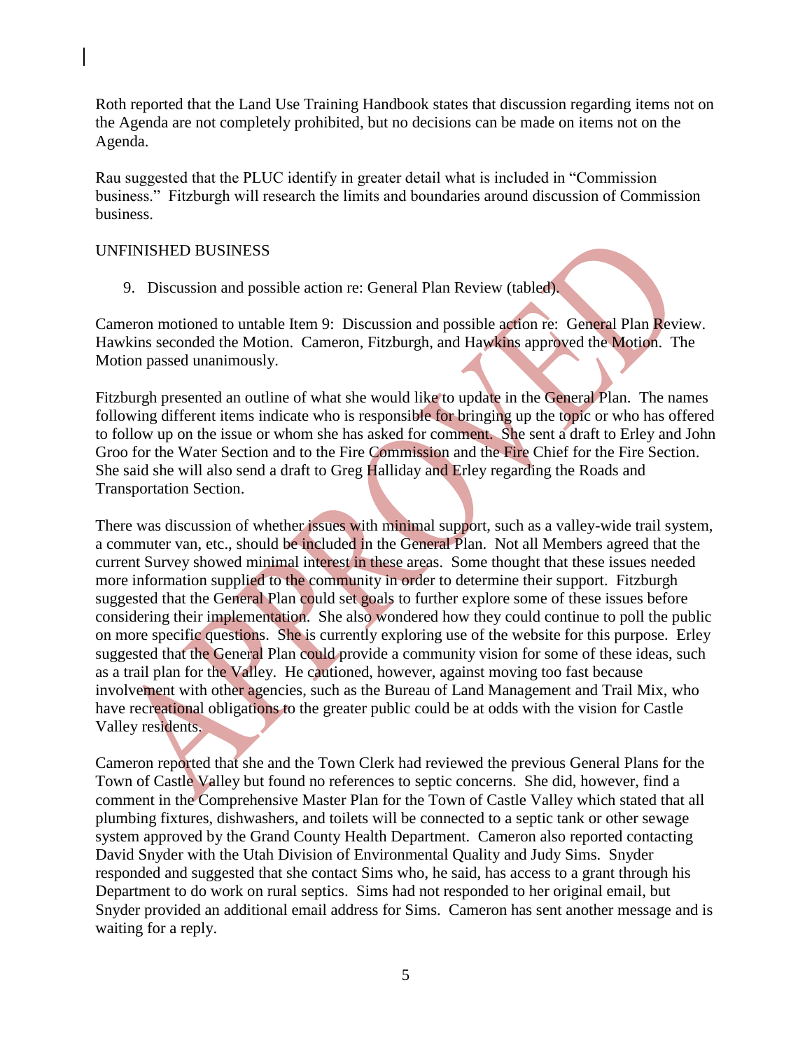Roth reported that the Land Use Training Handbook states that discussion regarding items not on the Agenda are not completely prohibited, but no decisions can be made on items not on the Agenda.

Rau suggested that the PLUC identify in greater detail what is included in "Commission business." Fitzburgh will research the limits and boundaries around discussion of Commission business.

UNFINISHED BUSINESS

9. Discussion and possible action re: General Plan Review (tabled).

Cameron motioned to untable Item 9: Discussion and possible action re: General Plan Review. Hawkins seconded the Motion. Cameron, Fitzburgh, and Hawkins approved the Motion. The Motion passed unanimously.

Fitzburgh presented an outline of what she would like to update in the General Plan. The names following different items indicate who is responsible for bringing up the topic or who has offered to follow up on the issue or whom she has asked for comment. She sent a draft to Erley and John Groo for the Water Section and to the Fire Commission and the Fire Chief for the Fire Section. She said she will also send a draft to Greg Halliday and Erley regarding the Roads and Transportation Section.

There was discussion of whether issues with minimal support, such as a valley-wide trail system, a commuter van, etc., should be included in the General Plan. Not all Members agreed that the current Survey showed minimal interest in these areas. Some thought that these issues needed more information supplied to the community in order to determine their support. Fitzburgh suggested that the General Plan could set goals to further explore some of these issues before considering their implementation. She also wondered how they could continue to poll the public on more specific questions. She is currently exploring use of the website for this purpose. Erley suggested that the General Plan could provide a community vision for some of these ideas, such as a trail plan for the Valley. He cautioned, however, against moving too fast because involvement with other agencies, such as the Bureau of Land Management and Trail Mix, who have recreational obligations to the greater public could be at odds with the vision for Castle Valley residents.

Cameron reported that she and the Town Clerk had reviewed the previous General Plans for the Town of Castle Valley but found no references to septic concerns. She did, however, find a comment in the Comprehensive Master Plan for the Town of Castle Valley which stated that all plumbing fixtures, dishwashers, and toilets will be connected to a septic tank or other sewage system approved by the Grand County Health Department. Cameron also reported contacting David Snyder with the Utah Division of Environmental Quality and Judy Sims. Snyder responded and suggested that she contact Sims who, he said, has access to a grant through his Department to do work on rural septics. Sims had not responded to her original email, but Snyder provided an additional email address for Sims. Cameron has sent another message and is waiting for a reply.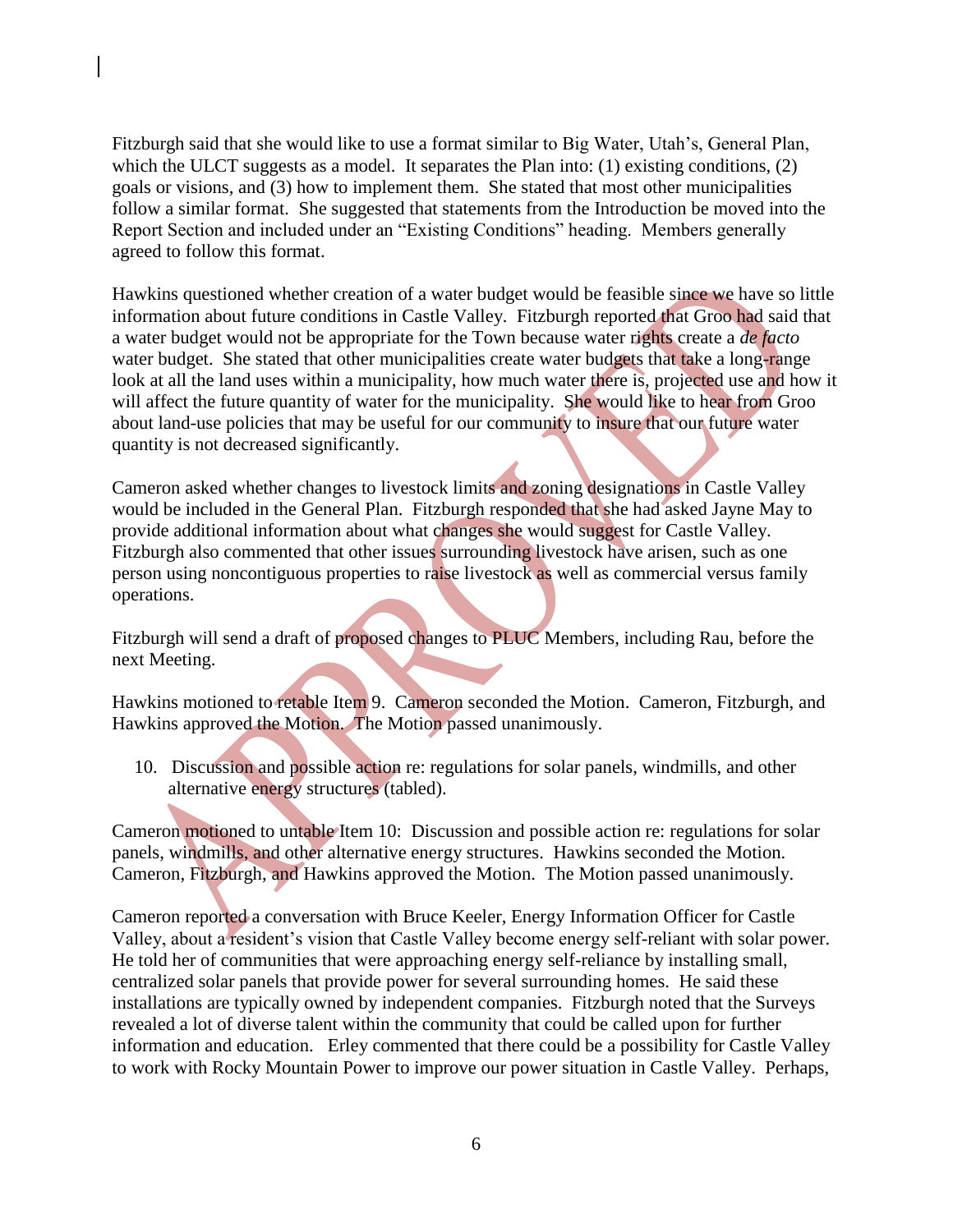Fitzburgh said that she would like to use a format similar to Big Water, Utah's, General Plan, which the ULCT suggests as a model. It separates the Plan into: (1) existing conditions, (2) goals or visions, and (3) how to implement them. She stated that most other municipalities follow a similar format. She suggested that statements from the Introduction be moved into the Report Section and included under an "Existing Conditions" heading. Members generally agreed to follow this format.

Hawkins questioned whether creation of a water budget would be feasible since we have so little information about future conditions in Castle Valley. Fitzburgh reported that Groo had said that a water budget would not be appropriate for the Town because water rights create a *de facto* water budget. She stated that other municipalities create water budgets that take a long-range look at all the land uses within a municipality, how much water there is, projected use and how it will affect the future quantity of water for the municipality. She would like to hear from Groo about land-use policies that may be useful for our community to insure that our future water quantity is not decreased significantly.

Cameron asked whether changes to livestock limits and zoning designations in Castle Valley would be included in the General Plan. Fitzburgh responded that she had asked Jayne May to provide additional information about what changes she would suggest for Castle Valley. Fitzburgh also commented that other issues surrounding livestock have arisen, such as one person using noncontiguous properties to raise livestock as well as commercial versus family operations.

Fitzburgh will send a draft of proposed changes to PLUC Members, including Rau, before the next Meeting.

Hawkins motioned to retable Item 9. Cameron seconded the Motion. Cameron, Fitzburgh, and Hawkins approved the Motion. The Motion passed unanimously.

10. Discussion and possible action re: regulations for solar panels, windmills, and other alternative energy structures (tabled).

Cameron motioned to untable Item 10: Discussion and possible action re: regulations for solar panels, windmills, and other alternative energy structures. Hawkins seconded the Motion. Cameron, Fitzburgh, and Hawkins approved the Motion. The Motion passed unanimously.

Cameron reported a conversation with Bruce Keeler, Energy Information Officer for Castle Valley, about a resident's vision that Castle Valley become energy self-reliant with solar power. He told her of communities that were approaching energy self-reliance by installing small, centralized solar panels that provide power for several surrounding homes. He said these installations are typically owned by independent companies. Fitzburgh noted that the Surveys revealed a lot of diverse talent within the community that could be called upon for further information and education. Erley commented that there could be a possibility for Castle Valley to work with Rocky Mountain Power to improve our power situation in Castle Valley. Perhaps,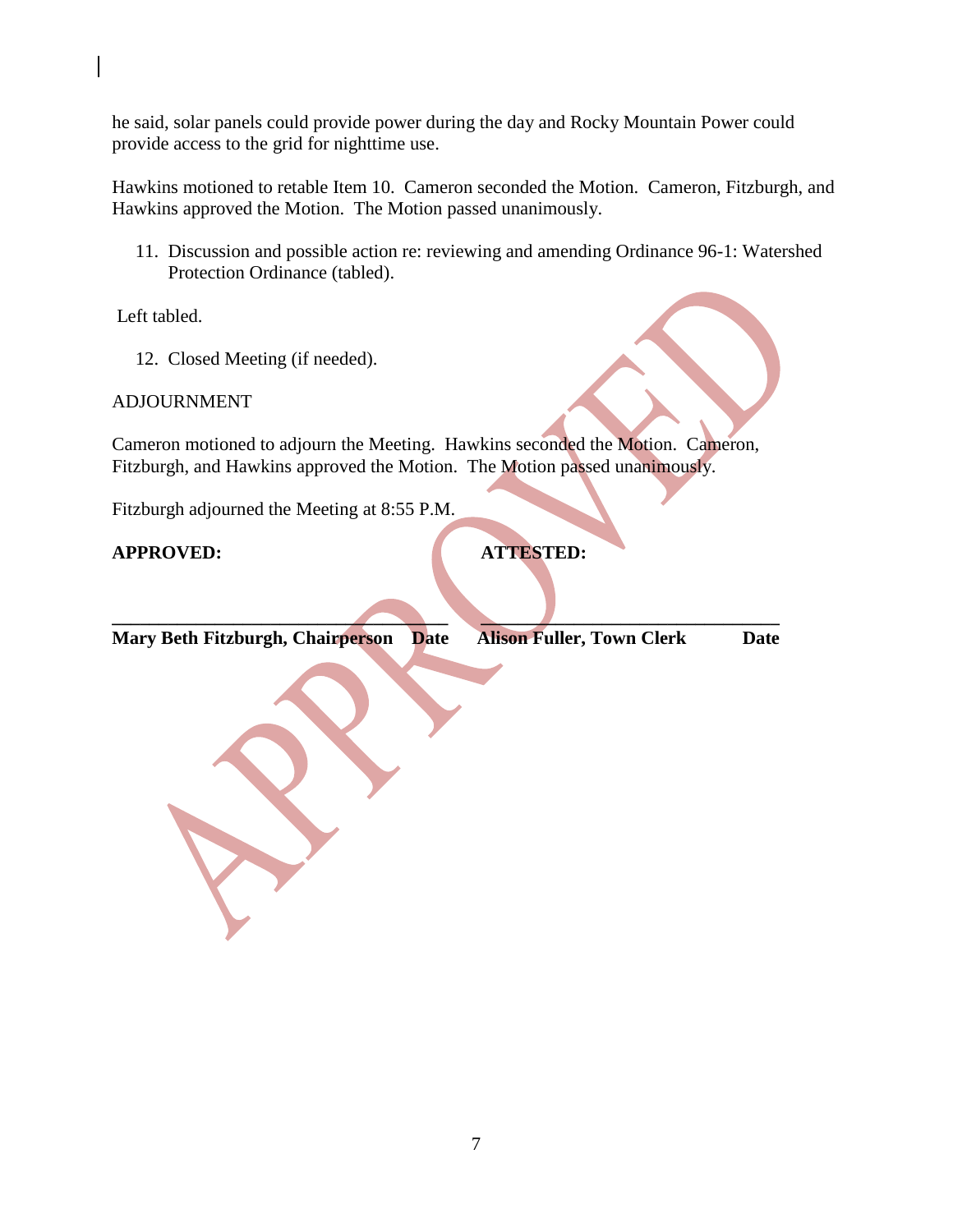he said, solar panels could provide power during the day and Rocky Mountain Power could provide access to the grid for nighttime use.

Hawkins motioned to retable Item 10. Cameron seconded the Motion. Cameron, Fitzburgh, and Hawkins approved the Motion. The Motion passed unanimously.

11. Discussion and possible action re: reviewing and amending Ordinance 96-1: Watershed Protection Ordinance (tabled).

Left tabled.

12. Closed Meeting (if needed).

ADJOURNMENT

Cameron motioned to adjourn the Meeting. Hawkins seconded the Motion. Cameron, Fitzburgh, and Hawkins approved the Motion. The Motion passed unanimously.

Fitzburgh adjourned the Meeting at 8:55 P.M.

**APPROVED:** **ATTESTED:**

\_\_\_\_\_\_\_\_\_\_\_\_\_\_\_\_\_\_\_\_\_\_\_\_\_\_\_\_\_\_\_\_\_\_\_ \_\_\_\_\_\_\_\_\_\_\_\_\_\_\_\_\_\_\_\_\_\_\_\_\_\_\_\_\_\_\_\_\_\_\_

**Mary Beth Fitzburgh, Chairperson Date** **Alison Fuller, Town Clerk Date**

APPROVED